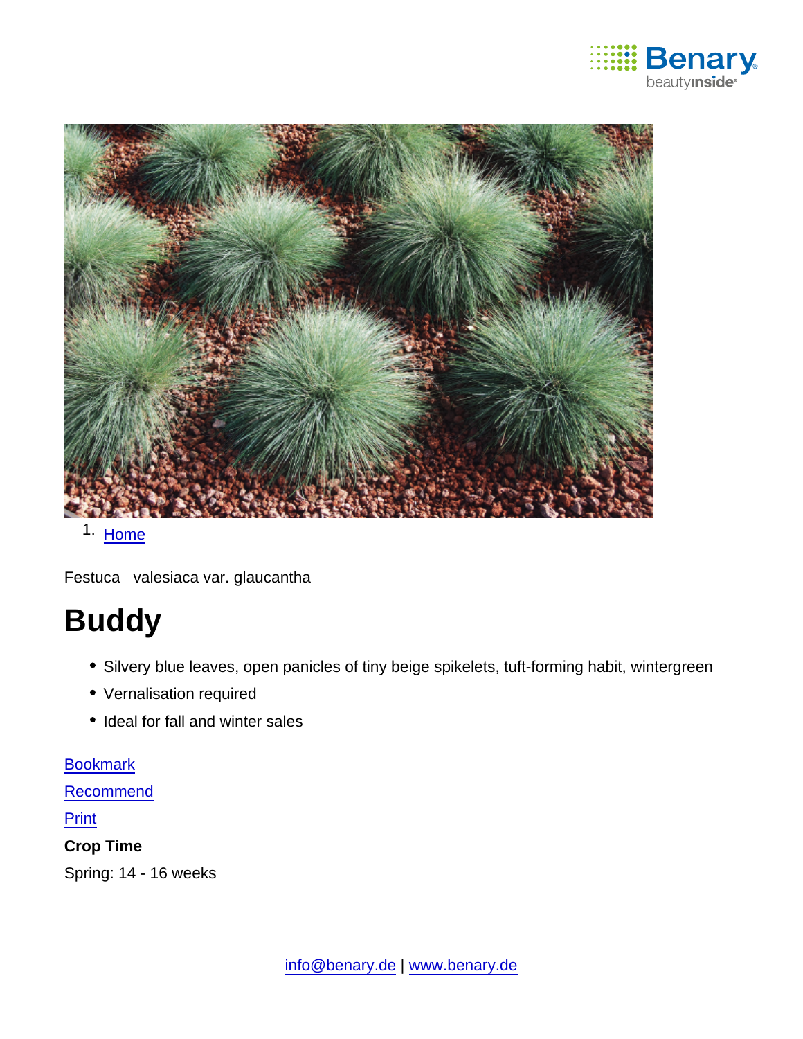1. Home

Festuca valesiaca var. glaucantha

# Buddy

- Silvery blue leaves, open panicles of tiny beige spikelets, tuft-forming habit, wintergreen
- Vernalisation required
- Ideal for fall and winter sales

Bookmark

Recommend

Print

**Crop Time**

Spring: 14 - 16 weeks

info@benary.de | www.benary.de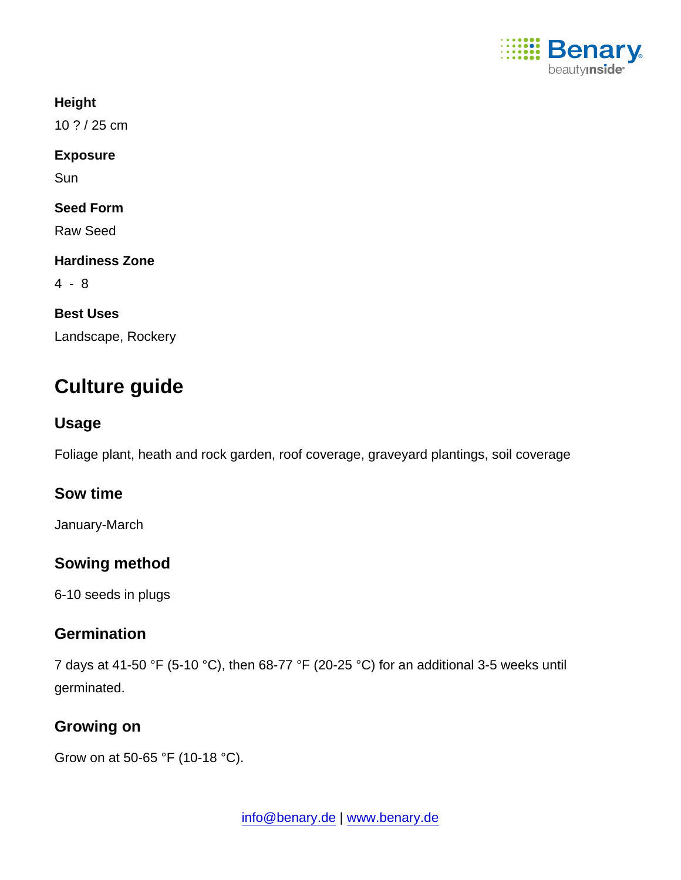**Height**

10 ? / 25 cm

**Exposure**

Sun

**Seed Form**

Raw Seed

**Hardiness Zone**

4 - 8

**Best Uses**

Landscape, Rockery

# Culture guide

## Usage

Foliage plant, heath and rock garden, roof coverage, graveyard plantings, soil coverage

## Sow time

January-March

## Sowing method

6-10 seeds in plugs

## Germination

7 days at 41-50 °F (5-10 °C), then 68-77 °F (20-25 °C) for an additional 3-5 weeks until germinated.

## Growing on

Grow on at 50-65 °F (10-18 °C).

info@benary.de | www.benary.de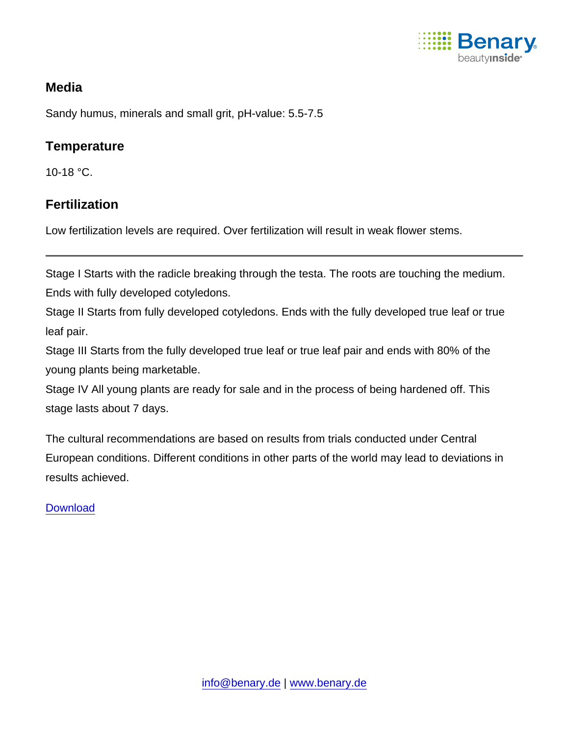## Media

Sandy humus, minerals and small grit, pH-value: 5.5-7.5

## Temperature

10-18 °C.

## Fertilization

Low fertilization levels are required. Over fertilization will result in weak flower stems.

---

Stage I Starts with the radicle breaking through the testa. The roots are touching the medium. Ends with fully developed cotyledons.
Stage II Starts from fully developed cotyledons. Ends with the fully developed true leaf or true leaf pair.
Stage III Starts from the fully developed true leaf or true leaf pair and ends with 80% of the young plants being marketable.
Stage IV All young plants are ready for sale and in the process of being hardened off. This stage lasts about 7 days.

The cultural recommendations are based on results from trials conducted under Central European conditions. Different conditions in other parts of the world may lead to deviations in results achieved.

Download

info@benary.de | www.benary.de